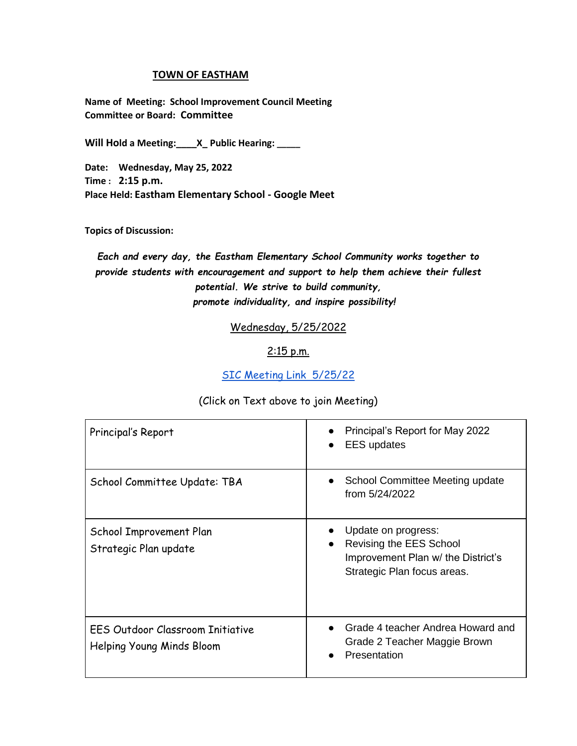# TOWN OF EASTHAM

**Name of Meeting: School Improvement Council Meeting**
**Committee or Board: Committee**

**Will Hold a Meeting:\_\_\_\_X\_ Public Hearing: \_\_\_\_\_**

**Date: Wednesday, May 25, 2022**
**Time : 2:15 p.m.**
**Place Held: Eastham Elementary School - Google Meet**

**Topics of Discussion:**

***Each and every day, the Eastham Elementary School Community works together to provide students with encouragement and support to help them achieve their fullest potential. We strive to build community, promote individuality, and inspire possibility!***

Wednesday, 5/25/2022

2:15 p.m.

SIC Meeting Link 5/25/22

(Click on Text above to join Meeting)

| | |
|---|---|
| Principal's Report | • Principal's Report for May 2022<br>• EES updates |
| School Committee Update: TBA | • School Committee Meeting update from 5/24/2022 |
| School Improvement Plan<br>Strategic Plan update | • Update on progress:<br>• Revising the EES School Improvement Plan w/ the District's Strategic Plan focus areas. |
| EES Outdoor Classroom Initiative<br>Helping Young Minds Bloom | • Grade 4 teacher Andrea Howard and Grade 2 Teacher Maggie Brown<br>• Presentation |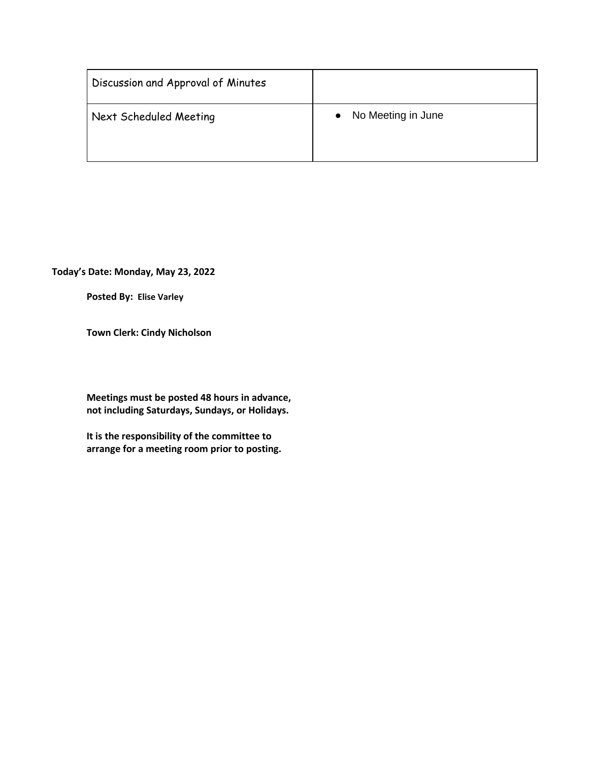| | |
|---|---|
| Discussion and Approval of Minutes | |
| Next Scheduled Meeting | • No Meeting in June |

**Today's Date: Monday, May 23, 2022**

**Posted By: Elise Varley**

**Town Clerk: Cindy Nicholson**

**Meetings must be posted 48 hours in advance, not including Saturdays, Sundays, or Holidays.**

**It is the responsibility of the committee to arrange for a meeting room prior to posting.**